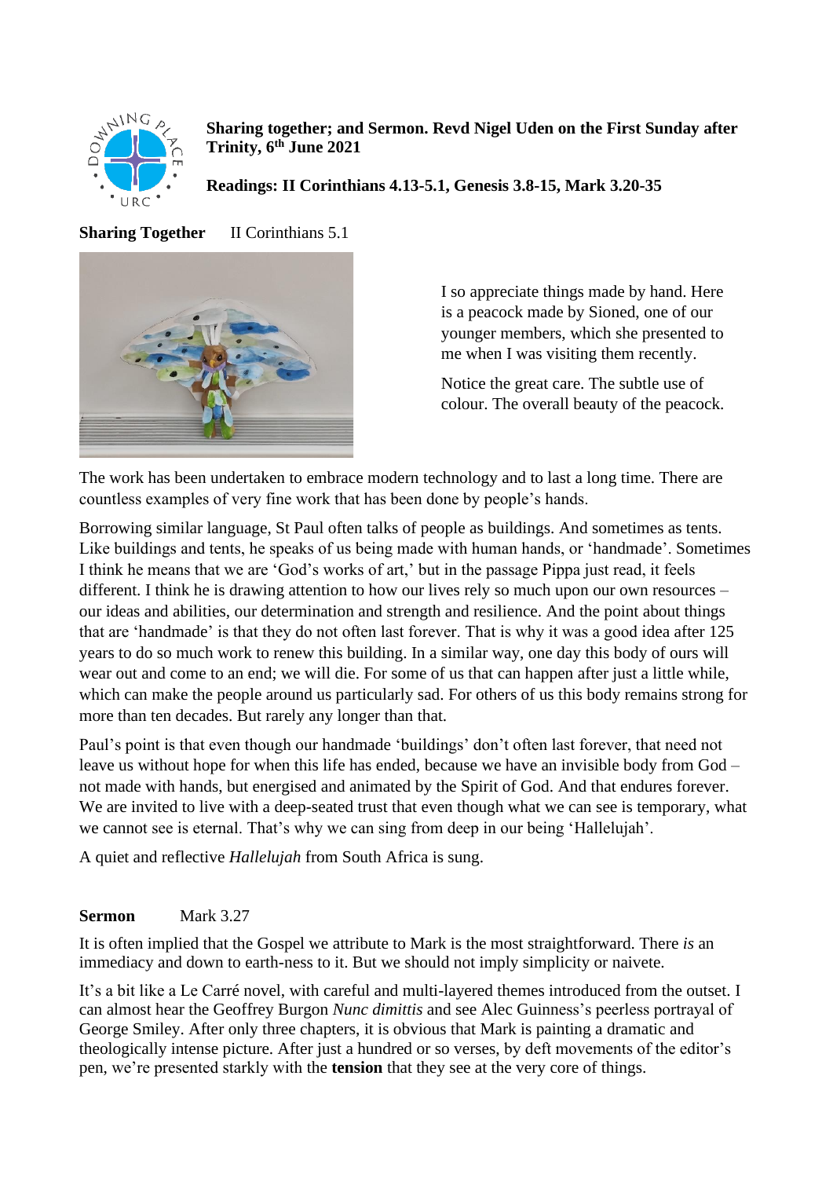**Sharing together; and Sermon. Revd Nigel Uden on the First Sunday after Trinity, 6th June 2021**

**Readings: II Corinthians 4.13-5.1, Genesis 3.8-15, Mark 3.20-35**

**Sharing Together** II Corinthians 5.1

I so appreciate things made by hand. Here is a peacock made by Sioned, one of our younger members, which she presented to me when I was visiting them recently.

Notice the great care. The subtle use of colour. The overall beauty of the peacock.

The work has been undertaken to embrace modern technology and to last a long time. There are countless examples of very fine work that has been done by people's hands.

Borrowing similar language, St Paul often talks of people as buildings. And sometimes as tents. Like buildings and tents, he speaks of us being made with human hands, or 'handmade'. Sometimes I think he means that we are 'God's works of art,' but in the passage Pippa just read, it feels different. I think he is drawing attention to how our lives rely so much upon our own resources – our ideas and abilities, our determination and strength and resilience. And the point about things that are 'handmade' is that they do not often last forever. That is why it was a good idea after 125 years to do so much work to renew this building. In a similar way, one day this body of ours will wear out and come to an end; we will die. For some of us that can happen after just a little while, which can make the people around us particularly sad. For others of us this body remains strong for more than ten decades. But rarely any longer than that.

Paul's point is that even though our handmade 'buildings' don't often last forever, that need not leave us without hope for when this life has ended, because we have an invisible body from God – not made with hands, but energised and animated by the Spirit of God. And that endures forever. We are invited to live with a deep-seated trust that even though what we can see is temporary, what we cannot see is eternal. That's why we can sing from deep in our being 'Hallelujah'.

A quiet and reflective *Hallelujah* from South Africa is sung.

**Sermon** Mark 3.27

It is often implied that the Gospel we attribute to Mark is the most straightforward. There *is* an immediacy and down to earth-ness to it. But we should not imply simplicity or naivete.

It's a bit like a Le Carré novel, with careful and multi-layered themes introduced from the outset. I can almost hear the Geoffrey Burgon *Nunc dimittis* and see Alec Guinness's peerless portrayal of George Smiley. After only three chapters, it is obvious that Mark is painting a dramatic and theologically intense picture. After just a hundred or so verses, by deft movements of the editor's pen, we're presented starkly with the **tension** that they see at the very core of things.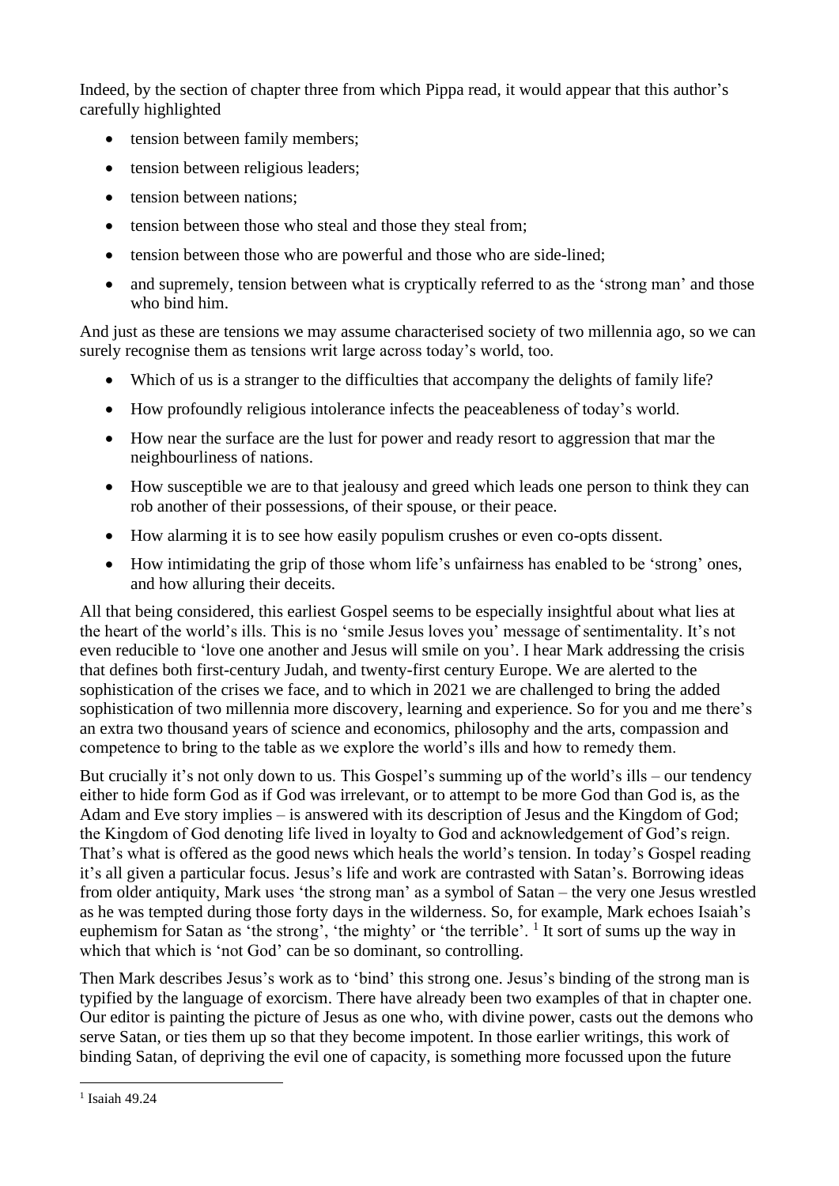Indeed, by the section of chapter three from which Pippa read, it would appear that this author's carefully highlighted

- tension between family members;
- tension between religious leaders;
- tension between nations;
- tension between those who steal and those they steal from;
- tension between those who are powerful and those who are side-lined;
- and supremely, tension between what is cryptically referred to as the 'strong man' and those who bind him.

And just as these are tensions we may assume characterised society of two millennia ago, so we can surely recognise them as tensions writ large across today's world, too.

- Which of us is a stranger to the difficulties that accompany the delights of family life?
- How profoundly religious intolerance infects the peaceableness of today's world.
- How near the surface are the lust for power and ready resort to aggression that mar the neighbourliness of nations.
- How susceptible we are to that jealousy and greed which leads one person to think they can rob another of their possessions, of their spouse, or their peace.
- How alarming it is to see how easily populism crushes or even co-opts dissent.
- How intimidating the grip of those whom life's unfairness has enabled to be 'strong' ones, and how alluring their deceits.

All that being considered, this earliest Gospel seems to be especially insightful about what lies at the heart of the world's ills. This is no 'smile Jesus loves you' message of sentimentality. It's not even reducible to 'love one another and Jesus will smile on you'. I hear Mark addressing the crisis that defines both first-century Judah, and twenty-first century Europe. We are alerted to the sophistication of the crises we face, and to which in 2021 we are challenged to bring the added sophistication of two millennia more discovery, learning and experience. So for you and me there's an extra two thousand years of science and economics, philosophy and the arts, compassion and competence to bring to the table as we explore the world's ills and how to remedy them.

But crucially it's not only down to us. This Gospel's summing up of the world's ills – our tendency either to hide form God as if God was irrelevant, or to attempt to be more God than God is, as the Adam and Eve story implies – is answered with its description of Jesus and the Kingdom of God; the Kingdom of God denoting life lived in loyalty to God and acknowledgement of God's reign. That's what is offered as the good news which heals the world's tension. In today's Gospel reading it's all given a particular focus. Jesus's life and work are contrasted with Satan's. Borrowing ideas from older antiquity, Mark uses 'the strong man' as a symbol of Satan – the very one Jesus wrestled as he was tempted during those forty days in the wilderness. So, for example, Mark echoes Isaiah's euphemism for Satan as 'the strong', 'the mighty' or 'the terrible'. [1] It sort of sums up the way in which that which is 'not God' can be so dominant, so controlling.

Then Mark describes Jesus's work as to 'bind' this strong one. Jesus's binding of the strong man is typified by the language of exorcism. There have already been two examples of that in chapter one. Our editor is painting the picture of Jesus as one who, with divine power, casts out the demons who serve Satan, or ties them up so that they become impotent. In those earlier writings, this work of binding Satan, of depriving the evil one of capacity, is something more focussed upon the future

[1] Isaiah 49.24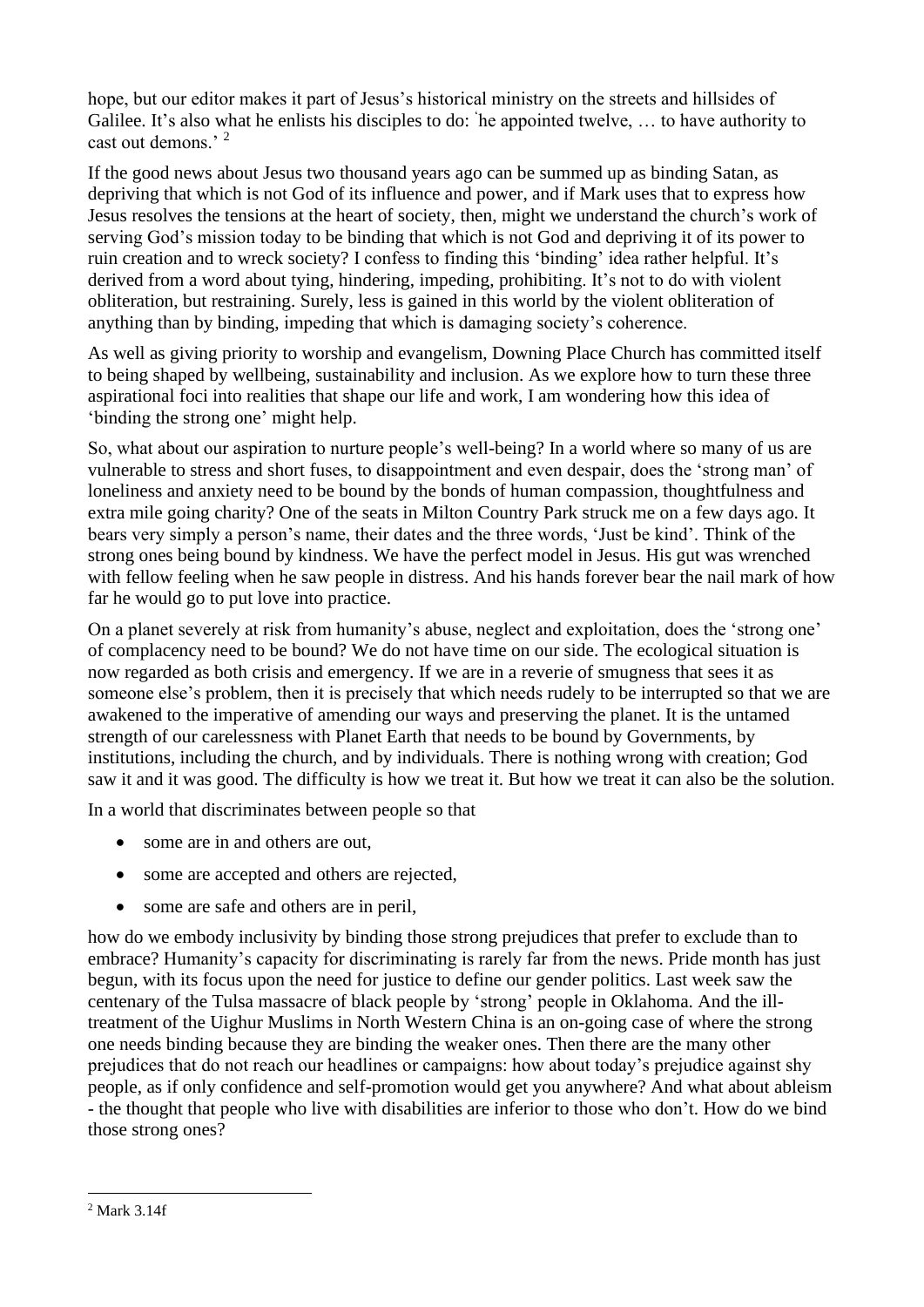hope, but our editor makes it part of Jesus's historical ministry on the streets and hillsides of Galilee. It's also what he enlists his disciples to do: 'he appointed twelve, … to have authority to cast out demons.' [2]

If the good news about Jesus two thousand years ago can be summed up as binding Satan, as depriving that which is not God of its influence and power, and if Mark uses that to express how Jesus resolves the tensions at the heart of society, then, might we understand the church's work of serving God's mission today to be binding that which is not God and depriving it of its power to ruin creation and to wreck society? I confess to finding this 'binding' idea rather helpful. It's derived from a word about tying, hindering, impeding, prohibiting. It's not to do with violent obliteration, but restraining. Surely, less is gained in this world by the violent obliteration of anything than by binding, impeding that which is damaging society's coherence.

As well as giving priority to worship and evangelism, Downing Place Church has committed itself to being shaped by wellbeing, sustainability and inclusion. As we explore how to turn these three aspirational foci into realities that shape our life and work, I am wondering how this idea of 'binding the strong one' might help.

So, what about our aspiration to nurture people's well-being? In a world where so many of us are vulnerable to stress and short fuses, to disappointment and even despair, does the 'strong man' of loneliness and anxiety need to be bound by the bonds of human compassion, thoughtfulness and extra mile going charity? One of the seats in Milton Country Park struck me on a few days ago. It bears very simply a person's name, their dates and the three words, 'Just be kind'. Think of the strong ones being bound by kindness. We have the perfect model in Jesus. His gut was wrenched with fellow feeling when he saw people in distress. And his hands forever bear the nail mark of how far he would go to put love into practice.

On a planet severely at risk from humanity's abuse, neglect and exploitation, does the 'strong one' of complacency need to be bound? We do not have time on our side. The ecological situation is now regarded as both crisis and emergency. If we are in a reverie of smugness that sees it as someone else's problem, then it is precisely that which needs rudely to be interrupted so that we are awakened to the imperative of amending our ways and preserving the planet. It is the untamed strength of our carelessness with Planet Earth that needs to be bound by Governments, by institutions, including the church, and by individuals. There is nothing wrong with creation; God saw it and it was good. The difficulty is how we treat it. But how we treat it can also be the solution.

In a world that discriminates between people so that

- some are in and others are out,
- some are accepted and others are rejected,
- some are safe and others are in peril,

how do we embody inclusivity by binding those strong prejudices that prefer to exclude than to embrace? Humanity's capacity for discriminating is rarely far from the news. Pride month has just begun, with its focus upon the need for justice to define our gender politics. Last week saw the centenary of the Tulsa massacre of black people by 'strong' people in Oklahoma. And the ill-treatment of the Uighur Muslims in North Western China is an on-going case of where the strong one needs binding because they are binding the weaker ones. Then there are the many other prejudices that do not reach our headlines or campaigns: how about today's prejudice against shy people, as if only confidence and self-promotion would get you anywhere? And what about ableism - the thought that people who live with disabilities are inferior to those who don't. How do we bind those strong ones?

---

[2] Mark 3.14f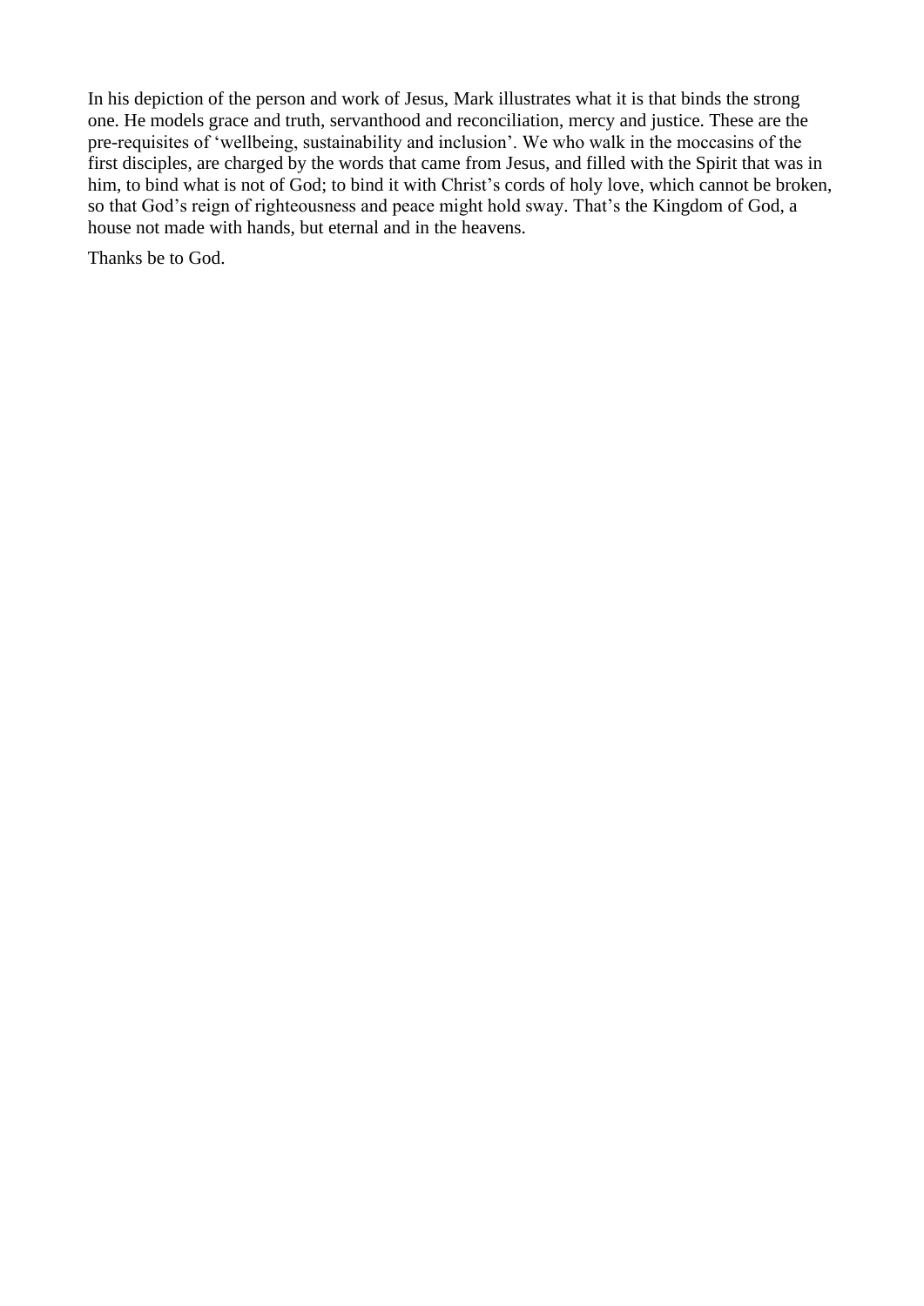In his depiction of the person and work of Jesus, Mark illustrates what it is that binds the strong one. He models grace and truth, servanthood and reconciliation, mercy and justice. These are the pre-requisites of 'wellbeing, sustainability and inclusion'. We who walk in the moccasins of the first disciples, are charged by the words that came from Jesus, and filled with the Spirit that was in him, to bind what is not of God; to bind it with Christ's cords of holy love, which cannot be broken, so that God's reign of righteousness and peace might hold sway. That's the Kingdom of God, a house not made with hands, but eternal and in the heavens.

Thanks be to God.